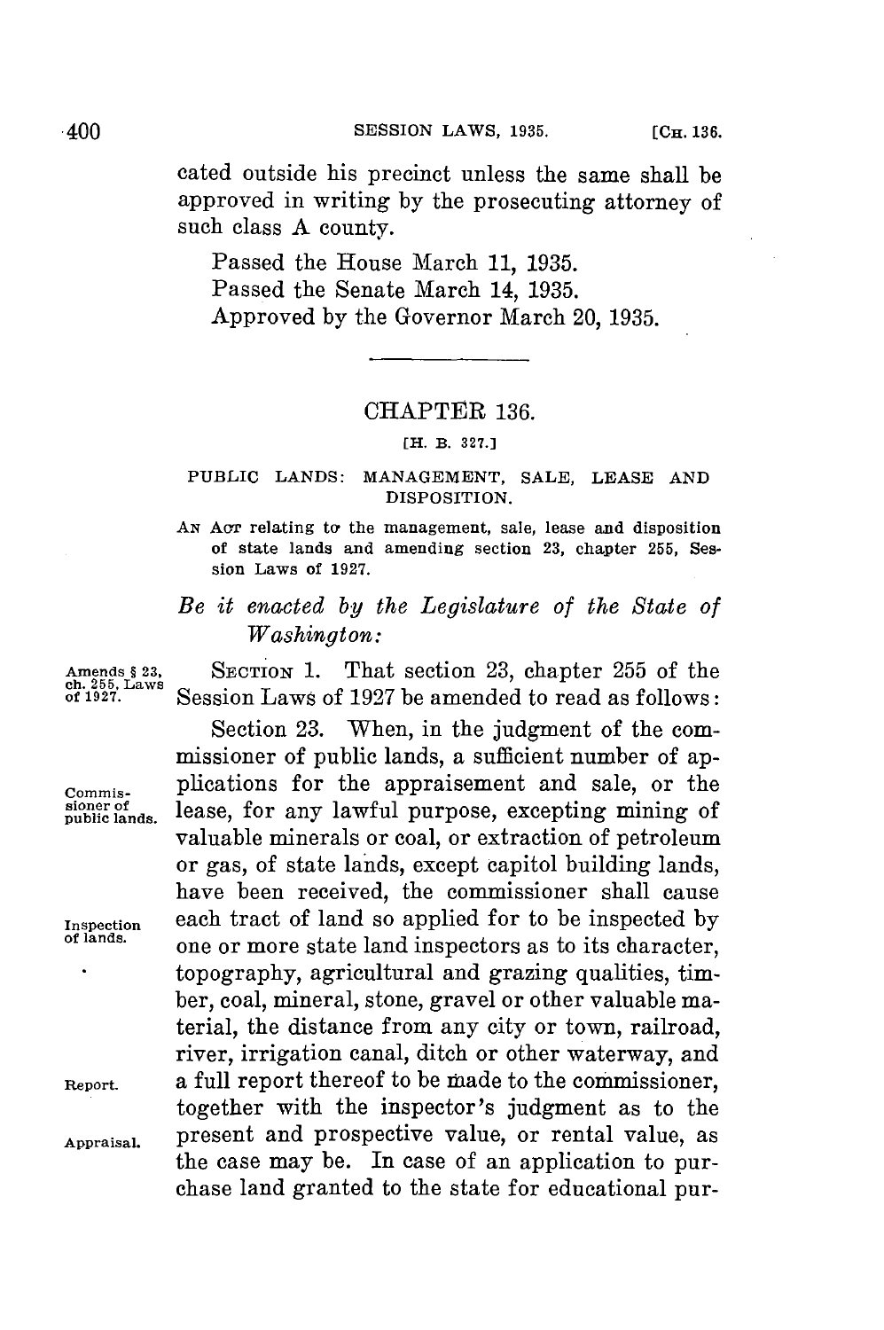cated outside his precinct unless the same shall be approved in writing by the prosecuting attorney of such class A county.

Passed the House March 11, 1935.
Passed the Senate March 14, 1935.
Approved by the Governor March 20, 1935.

## CHAPTER 136.

[H. B. 327.]

### PUBLIC LANDS: MANAGEMENT, SALE, LEASE AND DISPOSITION.

AN ACT relating to the management, sale, lease and disposition of state lands and amending section 23, chapter 255, Session Laws of 1927.

*Be it enacted by the Legislature of the State of Washington:*

Amends § 23, ch. 255, Laws of 1927.

SECTION 1. That section 23, chapter 255 of the Session Laws of 1927 be amended to read as follows:

Commissioner of public lands.

Inspection of lands.

Report.

Appraisal.

Section 23. When, in the judgment of the commissioner of public lands, a sufficient number of applications for the appraisement and sale, or the lease, for any lawful purpose, excepting mining of valuable minerals or coal, or extraction of petroleum or gas, of state lands, except capitol building lands, have been received, the commissioner shall cause each tract of land so applied for to be inspected by one or more state land inspectors as to its character, topography, agricultural and grazing qualities, timber, coal, mineral, stone, gravel or other valuable material, the distance from any city or town, railroad, river, irrigation canal, ditch or other waterway, and a full report thereof to be made to the commissioner, together with the inspector's judgment as to the present and prospective value, or rental value, as the case may be. In case of an application to purchase land granted to the state for educational pur-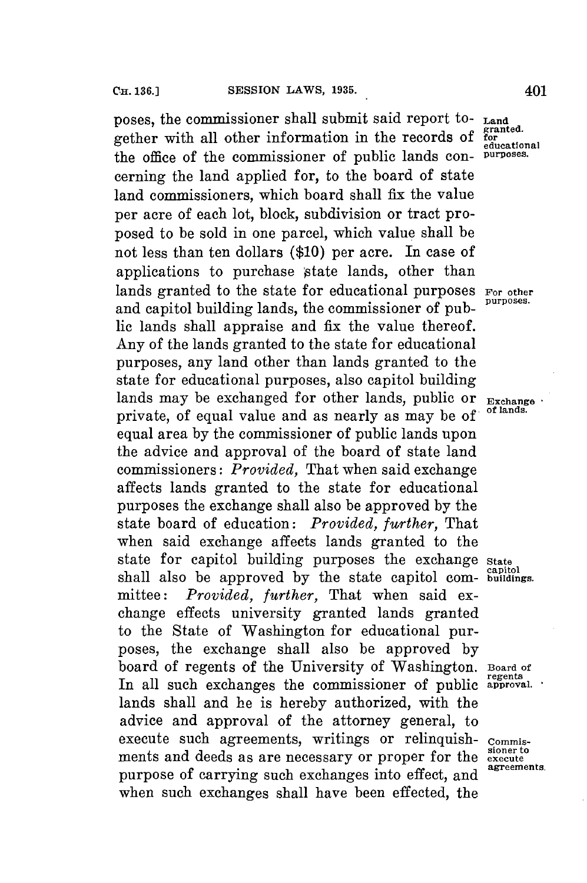poses, the commissioner shall submit said report together with all other information in the records of the office of the commissioner of public lands concerning the land applied for, to the board of state land commissioners, which board shall fix the value per acre of each lot, block, subdivision or tract proposed to be sold in one parcel, which value shall be not less than ten dollars ($10) per acre. In case of applications to purchase state lands, other than lands granted to the state for educational purposes and capitol building lands, the commissioner of public lands shall appraise and fix the value thereof. Any of the lands granted to the state for educational purposes, any land other than lands granted to the state for educational purposes, also capitol building lands may be exchanged for other lands, public or private, of equal value and as nearly as may be of equal area by the commissioner of public lands upon the advice and approval of the board of state land commissioners: *Provided,* That when said exchange affects lands granted to the state for educational purposes the exchange shall also be approved by the state board of education: *Provided, further,* That when said exchange affects lands granted to the state for capitol building purposes the exchange shall also be approved by the state capitol committee: *Provided, further,* That when said exchange effects university granted lands granted to the State of Washington for educational purposes, the exchange shall also be approved by board of regents of the University of Washington. In all such exchanges the commissioner of public lands shall and he is hereby authorized, with the advice and approval of the attorney general, to execute such agreements, writings or relinquishments and deeds as are necessary or proper for the purpose of carrying such exchanges into effect, and when such exchanges shall have been effected, the

Land granted. for educational purposes.

For other purposes.

Exchange of lands.

State capitol buildings.

Board of regents approval.

Commissioner to execute agreements.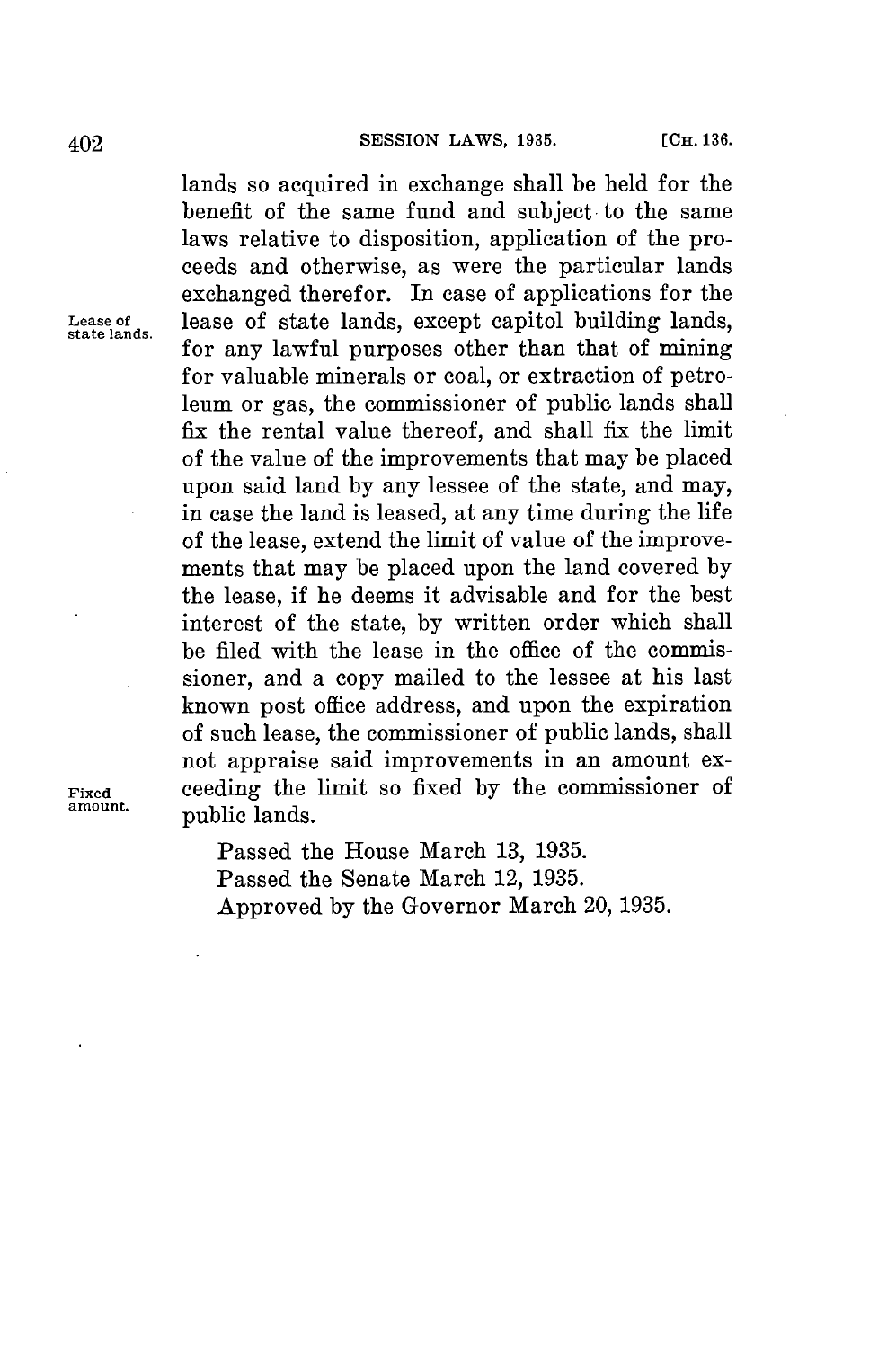lands so acquired in exchange shall be held for the benefit of the same fund and subject to the same laws relative to disposition, application of the proceeds and otherwise, as were the particular lands exchanged therefor. In case of applications for the lease of state lands, except capitol building lands, for any lawful purposes other than that of mining for valuable minerals or coal, or extraction of petroleum or gas, the commissioner of public lands shall fix the rental value thereof, and shall fix the limit of the value of the improvements that may be placed upon said land by any lessee of the state, and may, in case the land is leased, at any time during the life of the lease, extend the limit of value of the improvements that may be placed upon the land covered by the lease, if he deems it advisable and for the best interest of the state, by written order which shall be filed with the lease in the office of the commissioner, and a copy mailed to the lessee at his last known post office address, and upon the expiration of such lease, the commissioner of public lands, shall not appraise said improvements in an amount exceeding the limit so fixed by the commissioner of public lands.

Lease of state lands.

Fixed amount.

Passed the House March 13, 1935.
Passed the Senate March 12, 1935.
Approved by the Governor March 20, 1935.